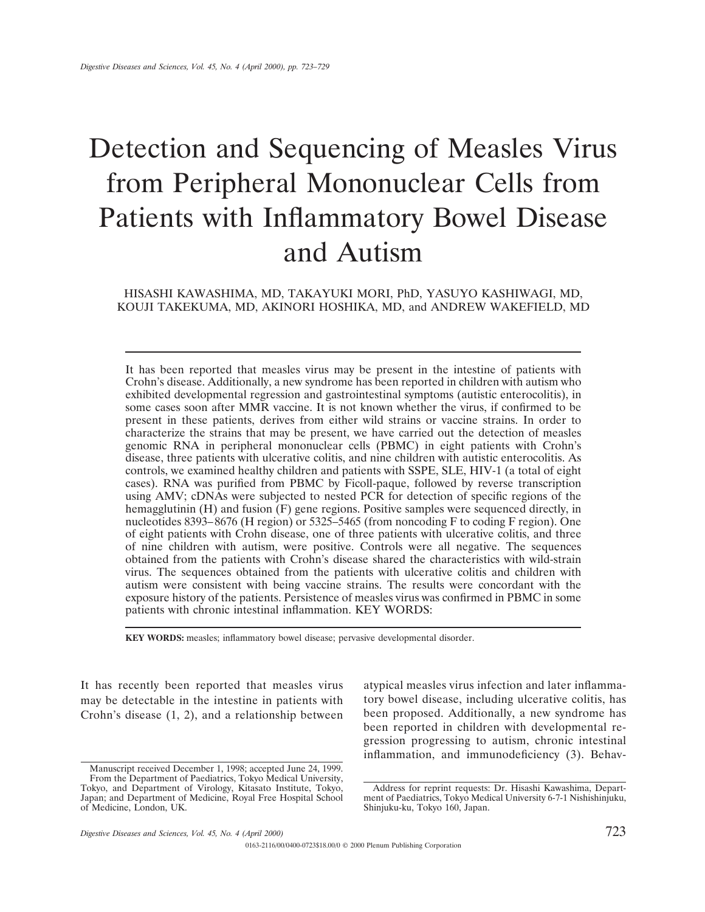# Detection and Sequencing of Measles Virus from Peripheral Mononuclear Cells from Patients with Inflammatory Bowel Disease and Autism

HISASHI KAWASHIMA, MD, TAKAYUKI MORI, PhD, YASUYO KASHIWAGI, MD, KOUJI TAKEKUMA, MD, AKINORI HOSHIKA, MD, and ANDREW WAKEFIELD, MD

It has been reported that measles virus may be present in the intestine of patients with Crohn's disease. Additionally, a new syndrome has been reported in children with autism who exhibited developmental regression and gastrointestinal symptoms (autistic enterocolitis), in some cases soon after MMR vaccine. It is not known whether the virus, if confirmed to be present in these patients, derives from either wild strains or vaccine strains. In order to characterize the strains that may be present, we have carried out the detection of measles genomic RNA in peripheral mononuclear cells (PBMC) in eight patients with Crohn's disease, three patients with ulcerative colitis, and nine children with autistic enterocolitis. As controls, we examined healthy children and patients with SSPE, SLE, HIV-1 (a total of eight cases). RNA was purified from PBMC by Ficoll-paque, followed by reverse transcription using AMV; cDNAs were subjected to nested PCR for detection of specific regions of the hemagglutinin (H) and fusion (F) gene regions. Positive samples were sequenced directly, in nucleotides 8393–8676 (H region) or 5325–5465 (from noncoding F to coding F region). One of eight patients with Crohn disease, one of three patients with ulcerative colitis, and three of nine children with autism, were positive. Controls were all negative. The sequences obtained from the patients with Crohn's disease shared the characteristics with wild-strain virus. The sequences obtained from the patients with ulcerative colitis and children with autism were consistent with being vaccine strains. The results were concordant with the exposure history of the patients. Persistence of measles virus was confirmed in PBMC in some patients with chronic intestinal inflammation. KEY WORDS:

**KEY WORDS:** measles; inflammatory bowel disease; pervasive developmental disorder.

It has recently been reported that measles virus may be detectable in the intestine in patients with Crohn's disease (1, 2), and a relationship between atypical measles virus infection and later inflammatory bowel disease, including ulcerative colitis, has been proposed. Additionally, a new syndrome has been reported in children with developmental regression progressing to autism, chronic intestinal inflammation, and immunodeficiency (3). Behav-

Manuscript received December 1, 1998; accepted June 24, 1999.

From the Department of Paediatrics, Tokyo Medical University, Tokyo, and Department of Virology, Kitasato Institute, Tokyo, Japan; and Department of Medicine, Royal Free Hospital School of Medicine, London, UK.

Address for reprint requests: Dr. Hisashi Kawashima, Department of Paediatrics, Tokyo Medical University 6-7-1 Nishishinjuku, Shinjuku-ku, Tokyo 160, Japan.

0163-2116/00/0400-0723$18.00/0 © 2000 Plenum Publishing Corporation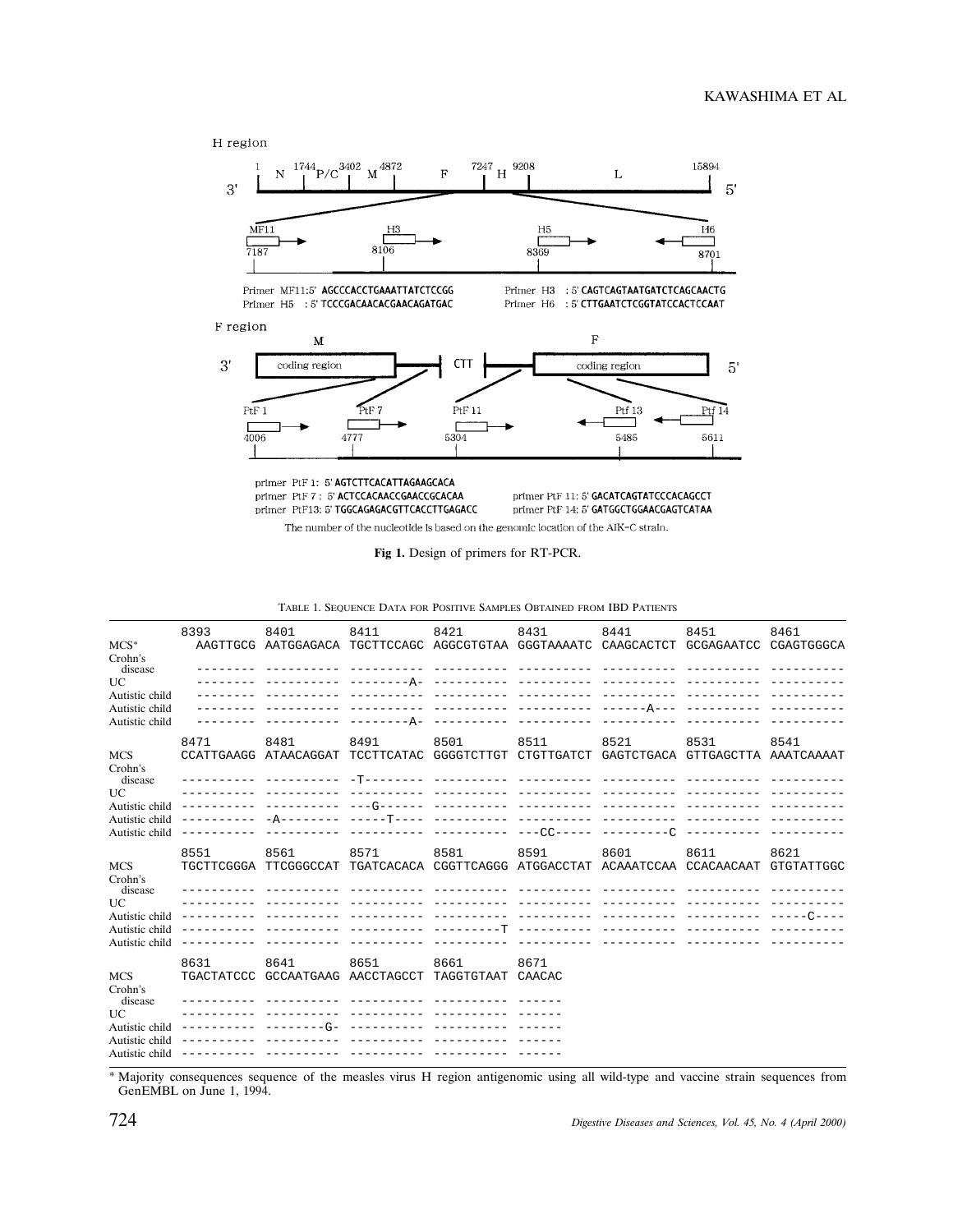H region

3' —— 1 N 1744 P/C 3402 M 4872 F 7247 H 9208 L 15894 —— 5'

MF11 7187 → ; H3 8106 → ; H5 8369 → ; ← H6 8701

Primer MF11:5' AGCCCACCTGAAATTATCTCCGG
Primer H3 : 5' CAGTCAGTAATGATCTCAGCAACTG
Primer H5 : 5' TCCCGACAACACGAACAGATGAC
Primer H6 : 5' CTTGAATCTCGGTATCCACTCCAAT

F region

3' M coding region — CTT — F coding region 5'

PtF 1 4006 → ; PtF 7 4777 → ; PtF 11 5304 → ; ← Ptf 13 5485 ; ← Ptf 14 5611

primer PtF 1: 5' AGTCTTCACATTAGAAGCACA
primer PtF 7 : 5' ACTCCACAACCGAACCGCACAA
primer PtF 11: 5' GACATCAGTATCCCACAGCCT
primer PtF13: 5' TGGCAGAGACGTTCACCTTGAGACC
primer PtF 14: 5' GATGGCTGGAACGAGTCATAA

The number of the nucleotide is based on the genomic location of the AIK-C strain.

**Fig 1.** Design of primers for RT-PCR.

TABLE 1. SEQUENCE DATA FOR POSITIVE SAMPLES OBTAINED FROM IBD PATIENTS

| | 8393 | 8401 | 8411 | 8421 | 8431 | 8441 | 8451 | 8461 |
|---|---|---|---|---|---|---|---|---|
| MCS* | AAGTTGCG | AATGGAGACA | TGCTTCCAGC | AGGCGTGTAA | GGGTAAAATC | CAAGCACTCT | GCGAGAATCC | CGAGTGGGCA |
| Crohn's disease | -------- | ---------- | ---------- | ---------- | ---------- | ---------- | ---------- | ---------- |
| UC | -------- | ---------- | --------A- | ---------- | ---------- | ---------- | ---------- | ---------- |
| Autistic child | -------- | ---------- | ---------- | ---------- | ---------- | ---------- | ---------- | ---------- |
| Autistic child | -------- | ---------- | ---------- | ---------- | ---------- | ------A--- | ---------- | ---------- |
| Autistic child | -------- | ---------- | --------A- | ---------- | ---------- | ---------- | ---------- | ---------- |
| | **8471** | **8481** | **8491** | **8501** | **8511** | **8521** | **8531** | **8541** |
| MCS | CCATTGAAGG | ATAACAGGAT | TCCTTCATAC | GGGGTCTTGT | CTGTTGATCT | GAGTCTGACA | GTTGAGCTTA | AAATCAAAAT |
| Crohn's disease | ---------- | ---------- | -T-------- | ---------- | ---------- | ---------- | ---------- | ---------- |
| UC | ---------- | ---------- | ---------- | ---------- | ---------- | ---------- | ---------- | ---------- |
| Autistic child | ---------- | ---------- | ---G------ | ---------- | ---------- | ---------- | ---------- | ---------- |
| Autistic child | ---------- | -A-------- | -----T---- | ---------- | ---------- | ---------- | ---------- | ---------- |
| Autistic child | ---------- | ---------- | ---------- | ---------- | ---CC----- | ---------C | ---------- | ---------- |
| | **8551** | **8561** | **8571** | **8581** | **8591** | **8601** | **8611** | **8621** |
| MCS | TGCTTCGGGA | TTCGGGCCAT | TGATCACACA | CGGTTCAGGG | ATGGACCTAT | ACAAATCCAA | CCACAACAAT | GTGTATTGGC |
| Crohn's disease | ---------- | ---------- | ---------- | ---------- | ---------- | ---------- | ---------- | ---------- |
| UC | ---------- | ---------- | ---------- | ---------- | ---------- | ---------- | ---------- | ---------- |
| Autistic child | ---------- | ---------- | ---------- | ---------- | ---------- | ---------- | ---------- | -----C---- |
| Autistic child | ---------- | ---------- | ---------- | ---------T | ---------- | ---------- | ---------- | ---------- |
| Autistic child | ---------- | ---------- | ---------- | ---------- | ---------- | ---------- | ---------- | ---------- |
| | **8631** | **8641** | **8651** | **8661** | **8671** | | | |
| MCS | TGACTATCCC | GCCAATGAAG | AACCTAGCCT | TAGGTGTAAT | CAACAC | | | |
| Crohn's disease | ---------- | ---------- | ---------- | ---------- | ------ | | | |
| UC | ---------- | ---------- | ---------- | ---------- | ------ | | | |
| Autistic child | ---------- | --------G- | ---------- | ---------- | ------ | | | |
| Autistic child | ---------- | ---------- | ---------- | ---------- | ------ | | | |
| Autistic child | ---------- | ---------- | ---------- | ---------- | ------ | | | |

* Majority consequences sequence of the measles virus H region antigenomic using all wild-type and vaccine strain sequences from GenEMBL on June 1, 1994.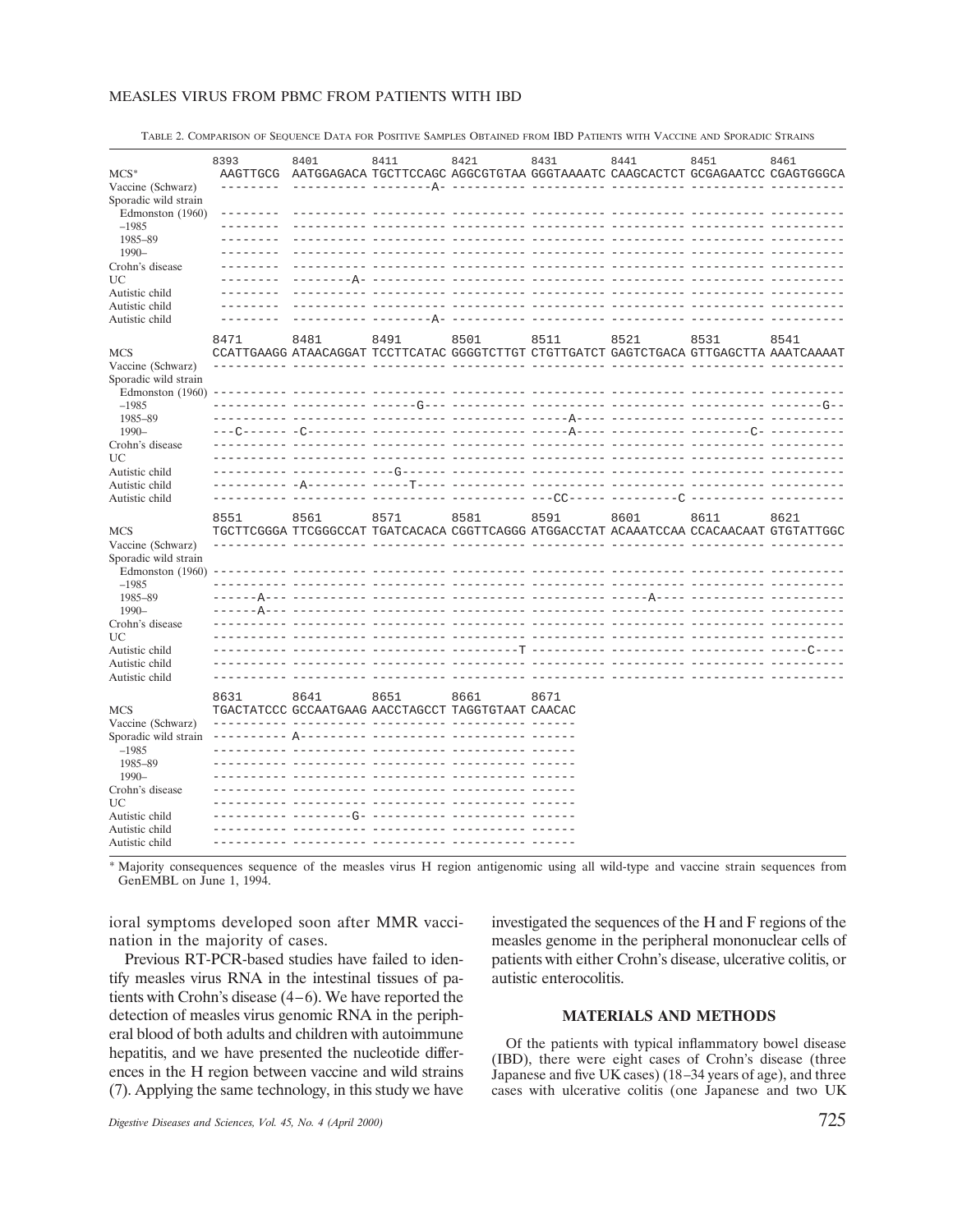TABLE 2. COMPARISON OF SEQUENCE DATA FOR POSITIVE SAMPLES OBTAINED FROM IBD PATIENTS WITH VACCINE AND SPORADIC STRAINS

| | 8393 | 8401 | 8411 | 8421 | 8431 | 8441 | 8451 | 8461 |
|---|---|---|---|---|---|---|---|---|
| MCS* | AAGTTGCG | AATGGAGACA | TGCTTCCAGC | AGGCGTGTAA | GGGTAAAATC | CAAGCACTCT | GCGAGAATCC | CGAGTGGGCA |
| Vaccine (Schwarz) | -------- | ---------- | --------A- | ---------- | ---------- | ---------- | ---------- | ---------- |
| Sporadic wild strain | | | | | | | | |
| Edmonston (1960) | -------- | ---------- | ---------- | ---------- | ---------- | ---------- | ---------- | ---------- |
| –1985 | -------- | ---------- | ---------- | ---------- | ---------- | ---------- | ---------- | ---------- |
| 1985–89 | -------- | ---------- | ---------- | ---------- | ---------- | ---------- | ---------- | ---------- |
| 1990– | -------- | ---------- | ---------- | ---------- | ---------- | ---------- | ---------- | ---------- |
| Crohn's disease | -------- | ---------- | ---------- | ---------- | ---------- | ---------- | ---------- | ---------- |
| UC | -------- | --------A- | ---------- | ---------- | ---------- | ---------- | ---------- | ---------- |
| Autistic child | -------- | ---------- | ---------- | ---------- | ---------- | ---------- | ---------- | ---------- |
| Autistic child | -------- | ---------- | ---------- | ---------- | ---------- | ---------- | ---------- | ---------- |
| Autistic child | -------- | ---------- | --------A- | ---------- | ---------- | ---------- | ---------- | ---------- |
| | 8471 | 8481 | 8491 | 8501 | 8511 | 8521 | 8531 | 8541 |
| MCS | CCATTGAAGG | ATAACAGGAT | TCCTTCATAC | GGGGTCTTGT | CTGTTGATCT | GAGTCTGACA | GTTGAGCTTA | AAATCAAAAT |
| Vaccine (Schwarz) | ---------- | ---------- | ---------- | ---------- | ---------- | ---------- | ---------- | ---------- |
| Sporadic wild strain | | | | | | | | |
| Edmonston (1960) | ---------- | ---------- | ---------- | ---------- | ---------- | ---------- | ---------- | ---------- |
| –1985 | ---------- | ---------- | ------G--- | ---------- | ---------- | ---------- | ---------- | -------G-- |
| 1985–89 | ---------- | ---------- | ---------- | ---------- | -----A---- | ---------- | ---------- | ---------- |
| 1990– | ---C------ | -C-------- | ---------- | ---------- | -----A---- | ---------- | --------C- | ---------- |
| Crohn's disease | ---------- | ---------- | ---------- | ---------- | ---------- | ---------- | ---------- | ---------- |
| UC | ---------- | ---------- | ---------- | ---------- | ---------- | ---------- | ---------- | ---------- |
| Autistic child | ---------- | ---------- | ---G------ | ---------- | ---------- | ---------- | ---------- | ---------- |
| Autistic child | ---------- | -A-------- | -----T---- | ---------- | ---------- | ---------- | ---------- | ---------- |
| Autistic child | ---------- | ---------- | ---------- | ---------- | ---CC----- | ---------C | ---------- | ---------- |
| | 8551 | 8561 | 8571 | 8581 | 8591 | 8601 | 8611 | 8621 |
| MCS | TGCTTCGGGA | TTCGGGCCAT | TGATCACACA | CGGTTCAGGG | ATGGACCTAT | ACAAATCCAA | CCACAACAAT | GTGTATTGGC |
| Vaccine (Schwarz) | ---------- | ---------- | ---------- | ---------- | ---------- | ---------- | ---------- | ---------- |
| Sporadic wild strain | | | | | | | | |
| Edmonston (1960) | ---------- | ---------- | ---------- | ---------- | ---------- | ---------- | ---------- | ---------- |
| –1985 | ---------- | ---------- | ---------- | ---------- | ---------- | ---------- | ---------- | ---------- |
| 1985–89 | ------A--- | ---------- | ---------- | ---------- | ---------- | -----A---- | ---------- | ---------- |
| 1990– | ------A--- | ---------- | ---------- | ---------- | ---------- | ---------- | ---------- | ---------- |
| Crohn's disease | ---------- | ---------- | ---------- | ---------- | ---------- | ---------- | ---------- | ---------- |
| UC | ---------- | ---------- | ---------- | ---------- | ---------- | ---------- | ---------- | ---------- |
| Autistic child | ---------- | ---------- | ---------- | ---------T | ---------- | ---------- | ---------- | -----C---- |
| Autistic child | ---------- | ---------- | ---------- | ---------- | ---------- | ---------- | ---------- | ---------- |
| Autistic child | ---------- | ---------- | ---------- | ---------- | ---------- | ---------- | ---------- | ---------- |
| | 8631 | 8641 | 8651 | 8661 | 8671 | | | |
| MCS | TGACTATCCC | GCCAATGAAG | AACCTAGCCT | TAGGTGTAAT | CAACAC | | | |
| Vaccine (Schwarz) | ---------- | ---------- | ---------- | ---------- | ------ | | | |
| Sporadic wild strain | ---------- | A--------- | ---------- | ---------- | ------ | | | |
| –1985 | ---------- | ---------- | ---------- | ---------- | ------ | | | |
| 1985–89 | ---------- | ---------- | ---------- | ---------- | ------ | | | |
| 1990– | ---------- | ---------- | ---------- | ---------- | ------ | | | |
| Crohn's disease | ---------- | ---------- | ---------- | ---------- | ------ | | | |
| UC | ---------- | ---------- | ---------- | ---------- | ------ | | | |
| Autistic child | ---------- | --------G- | ---------- | ---------- | ------ | | | |
| Autistic child | ---------- | ---------- | ---------- | ---------- | ------ | | | |
| Autistic child | ---------- | ---------- | ---------- | ---------- | ------ | | | |

* Majority consequences sequence of the measles virus H region antigenomic using all wild-type and vaccine strain sequences from GenEMBL on June 1, 1994.

ioral symptoms developed soon after MMR vaccination in the majority of cases.

Previous RT-PCR-based studies have failed to identify measles virus RNA in the intestinal tissues of patients with Crohn's disease (4–6). We have reported the detection of measles virus genomic RNA in the peripheral blood of both adults and children with autoimmune hepatitis, and we have presented the nucleotide differences in the H region between vaccine and wild strains (7). Applying the same technology, in this study we have investigated the sequences of the H and F regions of the measles genome in the peripheral mononuclear cells of patients with either Crohn's disease, ulcerative colitis, or autistic enterocolitis.

## MATERIALS AND METHODS

Of the patients with typical inflammatory bowel disease (IBD), there were eight cases of Crohn's disease (three Japanese and five UK cases) (18–34 years of age), and three cases with ulcerative colitis (one Japanese and two UK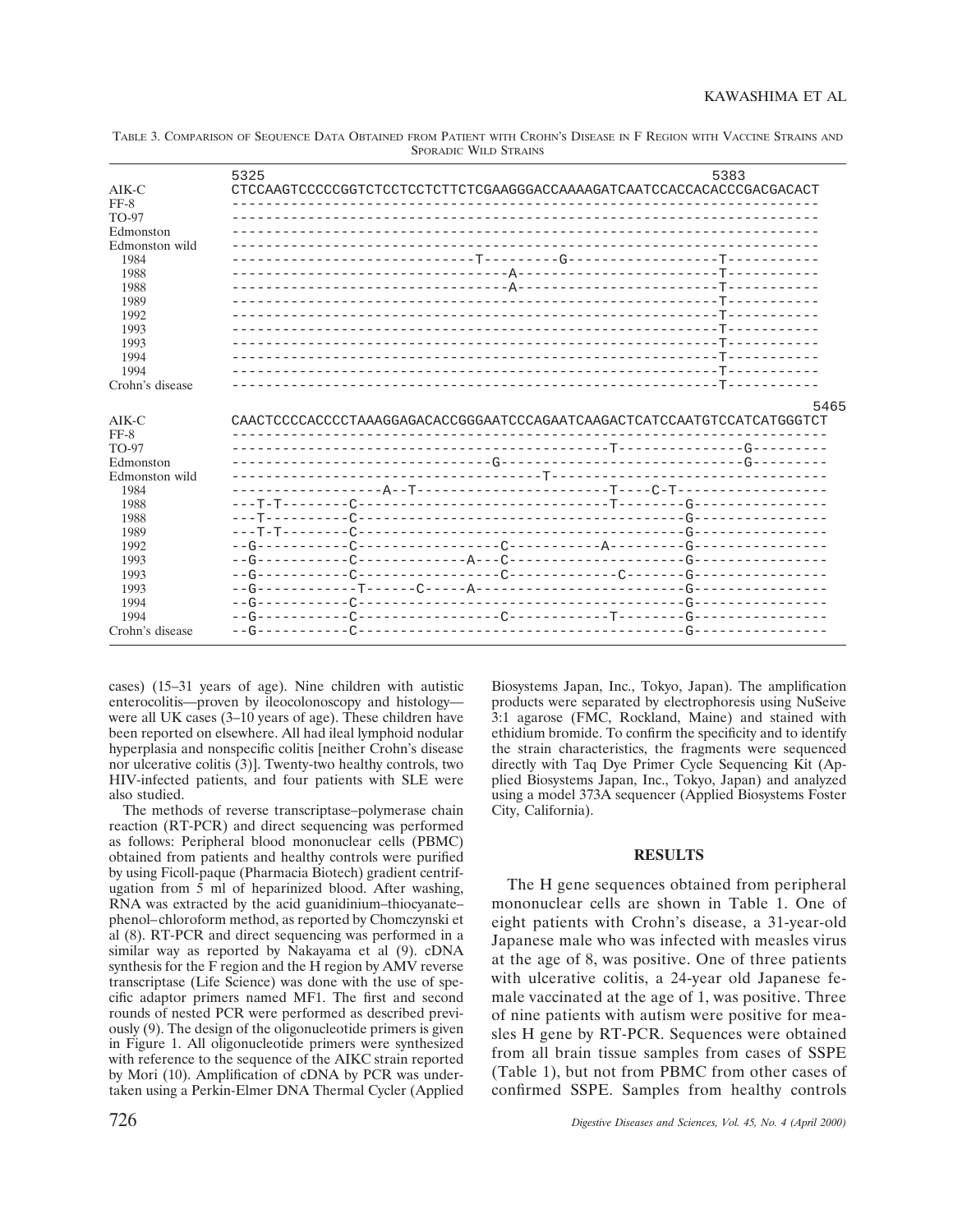TABLE 3. COMPARISON OF SEQUENCE DATA OBTAINED FROM PATIENT WITH CROHN'S DISEASE IN F REGION WITH VACCINE STRAINS AND SPORADIC WILD STRAINS

```
                5325                                                         5383
AIK-C           CTCCAAGTCCCCCGGTCTCCTCCTCTTCTCGAAGGGACCAAAAGATCAATCCACCACACCCGACGACACT
FF-8            ----------------------------------------------------------------------
TO-97           ----------------------------------------------------------------------
Edmonston       ----------------------------------------------------------------------
Edmonston wild  ----------------------------------------------------------------------
  1984          ----------------------------T---------G------------------T-----------
  1988          --------------------------------A------------------------T-----------
  1988          --------------------------------A------------------------T-----------
  1989          ---------------------------------------------------------T-----------
  1992          ---------------------------------------------------------T-----------
  1993          ---------------------------------------------------------T-----------
  1993          ---------------------------------------------------------T-----------
  1994          ---------------------------------------------------------T-----------
  1994          ---------------------------------------------------------T-----------
Crohn's disease ---------------------------------------------------------T-----------

                                                                                     5465
AIK-C           CAACTCCCCACCCCTAAAGGAGACACCGGGAATCCCAGAATCAAGACTCATCCAATGTCCATCATGGGTCT
FF-8            -----------------------------------------------------------------------
TO-97           -------------------------------------------T--------------G---------
Edmonston       ------------------------------G---------------------------G---------
Edmonston wild  ------------------------------------T--------------------------------
  1984          ------------------A--T----------------------T----C-T-----------------
  1988          ---T-T--------C-----------------------------T--------G----------------
  1988          ---T----------C--------------------------------------G----------------
  1989          ---T-T--------C--------------------------------------G----------------
  1992          --G-----------C-----------------C-----------A---------G----------------
  1993          --G-----------C-------------A---C-----------------------G--------------
  1993          --G-----------C-----------------C-------------C-------G----------------
  1993          --G------------T------C-----A-----------------------------G------------
  1994          --G-----------C--------------------------------------G----------------
  1994          --G-----------C-----------------C------------T--------G----------------
Crohn's disease --G-----------C--------------------------------------G----------------
```

cases) (15–31 years of age). Nine children with autistic enterocolitis—proven by ileocolonoscopy and histology—were all UK cases (3–10 years of age). These children have been reported on elsewhere. All had ileal lymphoid nodular hyperplasia and nonspecific colitis [neither Crohn's disease nor ulcerative colitis (3)]. Twenty-two healthy controls, two HIV-infected patients, and four patients with SLE were also studied.

The methods of reverse transcriptase–polymerase chain reaction (RT-PCR) and direct sequencing was performed as follows: Peripheral blood mononuclear cells (PBMC) obtained from patients and healthy controls were purified by using Ficoll-paque (Pharmacia Biotech) gradient centrifugation from 5 ml of heparinized blood. After washing, RNA was extracted by the acid guanidinium–thiocyanate–phenol–chloroform method, as reported by Chomczynski et al (8). RT-PCR and direct sequencing was performed in a similar way as reported by Nakayama et al (9). cDNA synthesis for the F region and the H region by AMV reverse transcriptase (Life Science) was done with the use of specific adaptor primers named MF1. The first and second rounds of nested PCR were performed as described previously (9). The design of the oligonucleotide primers is given in Figure 1. All oligonucleotide primers were synthesized with reference to the sequence of the AIKC strain reported by Mori (10). Amplification of cDNA by PCR was undertaken using a Perkin-Elmer DNA Thermal Cycler (Applied Biosystems Japan, Inc., Tokyo, Japan). The amplification products were separated by electrophoresis using NuSeive 3:1 agarose (FMC, Rockland, Maine) and stained with ethidium bromide. To confirm the specificity and to identify the strain characteristics, the fragments were sequenced directly with Taq Dye Primer Cycle Sequencing Kit (Applied Biosystems Japan, Inc., Tokyo, Japan) and analyzed using a model 373A sequencer (Applied Biosystems Foster City, California).

## RESULTS

The H gene sequences obtained from peripheral mononuclear cells are shown in Table 1. One of eight patients with Crohn's disease, a 31-year-old Japanese male who was infected with measles virus at the age of 8, was positive. One of three patients with ulcerative colitis, a 24-year old Japanese female vaccinated at the age of 1, was positive. Three of nine patients with autism were positive for measles H gene by RT-PCR. Sequences were obtained from all brain tissue samples from cases of SSPE (Table 1), but not from PBMC from other cases of confirmed SSPE. Samples from healthy controls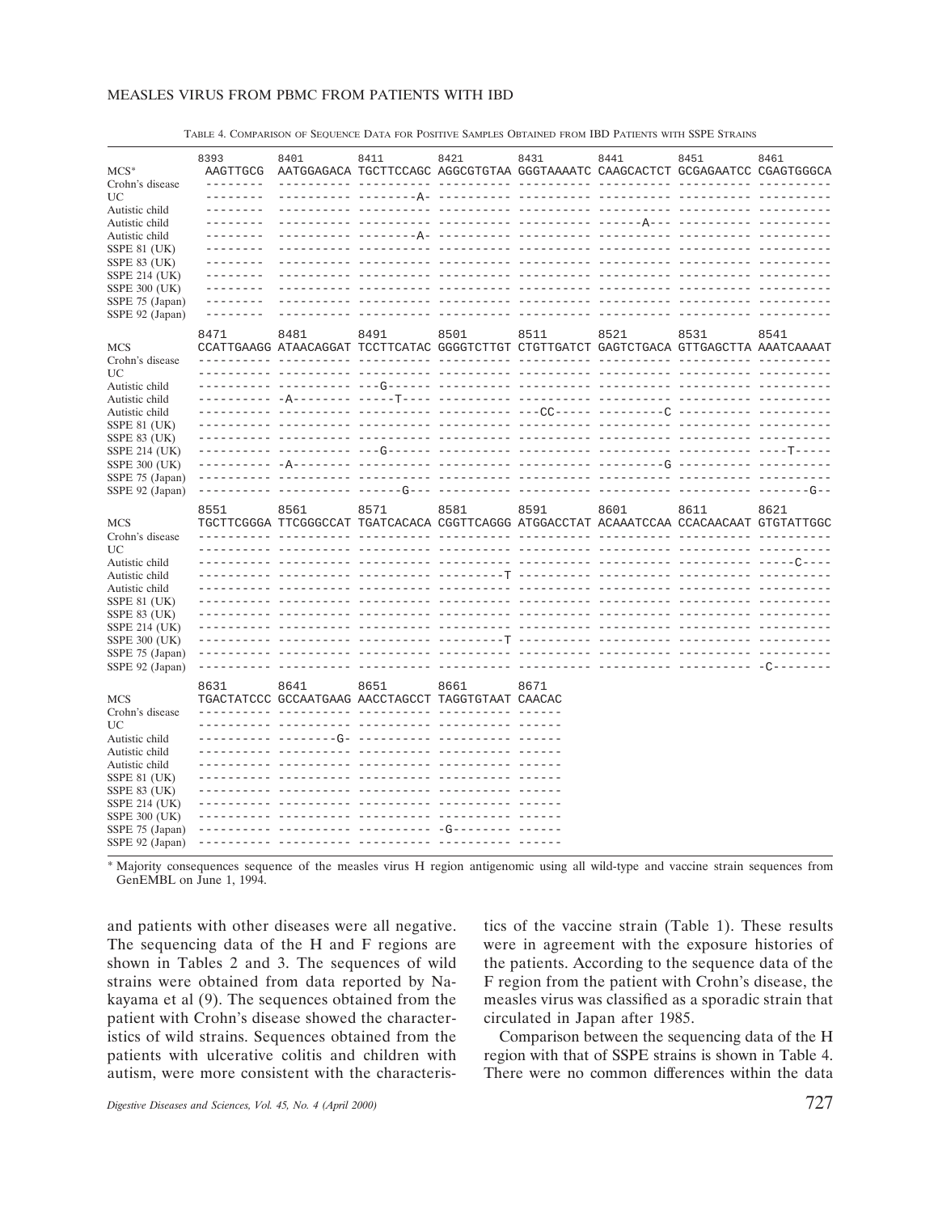TABLE 4. COMPARISON OF SEQUENCE DATA FOR POSITIVE SAMPLES OBTAINED FROM IBD PATIENTS WITH SSPE STRAINS

| | 8393 | 8401 | 8411 | 8421 | 8431 | 8441 | 8451 | 8461 |
|---|---|---|---|---|---|---|---|---|
| MCS* | AAGTTGCG | AATGGAGACA | TGCTTCCAGC | AGGCGTGTAA | GGGTAAAATC | CAAGCACTCT | GCGAGAATCC | CGAGTGGGCA |
| Crohn's disease | -------- | ---------- | ---------- | ---------- | ---------- | ---------- | ---------- | ---------- |
| UC | -------- | ---------- | --------A- | ---------- | ---------- | ---------- | ---------- | ---------- |
| Autistic child | -------- | ---------- | ---------- | ---------- | ---------- | ---------- | ---------- | ---------- |
| Autistic child | -------- | ---------- | ---------- | ---------- | ---------- | ------A--- | ---------- | ---------- |
| Autistic child | -------- | ---------- | --------A- | ---------- | ---------- | ---------- | ---------- | ---------- |
| SSPE 81 (UK) | -------- | ---------- | ---------- | ---------- | ---------- | ---------- | ---------- | ---------- |
| SSPE 83 (UK) | -------- | ---------- | ---------- | ---------- | ---------- | ---------- | ---------- | ---------- |
| SSPE 214 (UK) | -------- | ---------- | ---------- | ---------- | ---------- | ---------- | ---------- | ---------- |
| SSPE 300 (UK) | -------- | ---------- | ---------- | ---------- | ---------- | ---------- | ---------- | ---------- |
| SSPE 75 (Japan) | -------- | ---------- | ---------- | ---------- | ---------- | ---------- | ---------- | ---------- |
| SSPE 92 (Japan) | -------- | ---------- | ---------- | ---------- | ---------- | ---------- | ---------- | ---------- |

| | 8471 | 8481 | 8491 | 8501 | 8511 | 8521 | 8531 | 8541 |
|---|---|---|---|---|---|---|---|---|
| MCS | CCATTGAAGG | ATAACAGGAT | TCCTTCATAC | GGGGTCTTGT | CTGTTGATCT | GAGTCTGACA | GTTGAGCTTA | AAATCAAAAT |
| Crohn's disease | ---------- | ---------- | ---------- | ---------- | ---------- | ---------- | ---------- | ---------- |
| UC | ---------- | ---------- | ---------- | ---------- | ---------- | ---------- | ---------- | ---------- |
| Autistic child | ---------- | ---------- | ---G------ | ---------- | ---------- | ---------- | ---------- | ---------- |
| Autistic child | ---------- | -A-------- | -----T---- | ---------- | ---------- | ---------- | ---------- | ---------- |
| Autistic child | ---------- | ---------- | ---------- | ---------- | ---CC----- | ---------C | ---------- | ---------- |
| SSPE 81 (UK) | ---------- | ---------- | ---------- | ---------- | ---------- | ---------- | ---------- | ---------- |
| SSPE 83 (UK) | ---------- | ---------- | ---------- | ---------- | ---------- | ---------- | ---------- | ---------- |
| SSPE 214 (UK) | ---------- | ---------- | ---G------ | ---------- | ---------- | ---------- | ---------- | ----T----- |
| SSPE 300 (UK) | ---------- | -A-------- | ---------- | ---------- | ---------- | ---------G | ---------- | ---------- |
| SSPE 75 (Japan) | ---------- | ---------- | ---------- | ---------- | ---------- | ---------- | ---------- | ---------- |
| SSPE 92 (Japan) | ---------- | ---------- | ------G--- | ---------- | ---------- | ---------- | ---------- | -------G-- |

| | 8551 | 8561 | 8571 | 8581 | 8591 | 8601 | 8611 | 8621 |
|---|---|---|---|---|---|---|---|---|
| MCS | TGCTTCGGGA | TTCGGGCCAT | TGATCACACA | CGGTTCAGGG | ATGGACCTAT | ACAAATCCAA | CCACAACAAT | GTGTATTGGC |
| Crohn's disease | ---------- | ---------- | ---------- | ---------- | ---------- | ---------- | ---------- | ---------- |
| UC | ---------- | ---------- | ---------- | ---------- | ---------- | ---------- | ---------- | ---------- |
| Autistic child | ---------- | ---------- | ---------- | ---------- | ---------- | ---------- | ---------- | -----C---- |
| Autistic child | ---------- | ---------- | ---------- | ---------T | ---------- | ---------- | ---------- | ---------- |
| Autistic child | ---------- | ---------- | ---------- | ---------- | ---------- | ---------- | ---------- | ---------- |
| SSPE 81 (UK) | ---------- | ---------- | ---------- | ---------- | ---------- | ---------- | ---------- | ---------- |
| SSPE 83 (UK) | ---------- | ---------- | ---------- | ---------- | ---------- | ---------- | ---------- | ---------- |
| SSPE 214 (UK) | ---------- | ---------- | ---------- | ---------- | ---------- | ---------- | ---------- | ---------- |
| SSPE 300 (UK) | ---------- | ---------- | ---------- | ---------T | ---------- | ---------- | ---------- | ---------- |
| SSPE 75 (Japan) | ---------- | ---------- | ---------- | ---------- | ---------- | ---------- | ---------- | ---------- |
| SSPE 92 (Japan) | ---------- | ---------- | ---------- | ---------- | ---------- | ---------- | ---------- | -C-------- |

| | 8631 | 8641 | 8651 | 8661 | 8671 |
|---|---|---|---|---|---|
| MCS | TGACTATCCC | GCCAATGAAG | AACCTAGCCT | TAGGTGTAAT | CAACAC |
| Crohn's disease | ---------- | ---------- | ---------- | ---------- | ------ |
| UC | ---------- | ---------- | ---------- | ---------- | ------ |
| Autistic child | ---------- | --------G- | ---------- | ---------- | ------ |
| Autistic child | ---------- | ---------- | ---------- | ---------- | ------ |
| Autistic child | ---------- | ---------- | ---------- | ---------- | ------ |
| SSPE 81 (UK) | ---------- | ---------- | ---------- | ---------- | ------ |
| SSPE 83 (UK) | ---------- | ---------- | ---------- | ---------- | ------ |
| SSPE 214 (UK) | ---------- | ---------- | ---------- | ---------- | ------ |
| SSPE 300 (UK) | ---------- | ---------- | ---------- | ---------- | ------ |
| SSPE 75 (Japan) | ---------- | ---------- | ---------- | -G-------- | ------ |
| SSPE 92 (Japan) | ---------- | ---------- | ---------- | ---------- | ------ |

\* Majority consequences sequence of the measles virus H region antigenomic using all wild-type and vaccine strain sequences from GenEMBL on June 1, 1994.

and patients with other diseases were all negative. The sequencing data of the H and F regions are shown in Tables 2 and 3. The sequences of wild strains were obtained from data reported by Nakayama et al (9). The sequences obtained from the patient with Crohn's disease showed the characteristics of wild strains. Sequences obtained from the patients with ulcerative colitis and children with autism, were more consistent with the characteristics of the vaccine strain (Table 1). These results were in agreement with the exposure histories of the patients. According to the sequence data of the F region from the patient with Crohn's disease, the measles virus was classified as a sporadic strain that circulated in Japan after 1985.

Comparison between the sequencing data of the H region with that of SSPE strains is shown in Table 4. There were no common differences within the data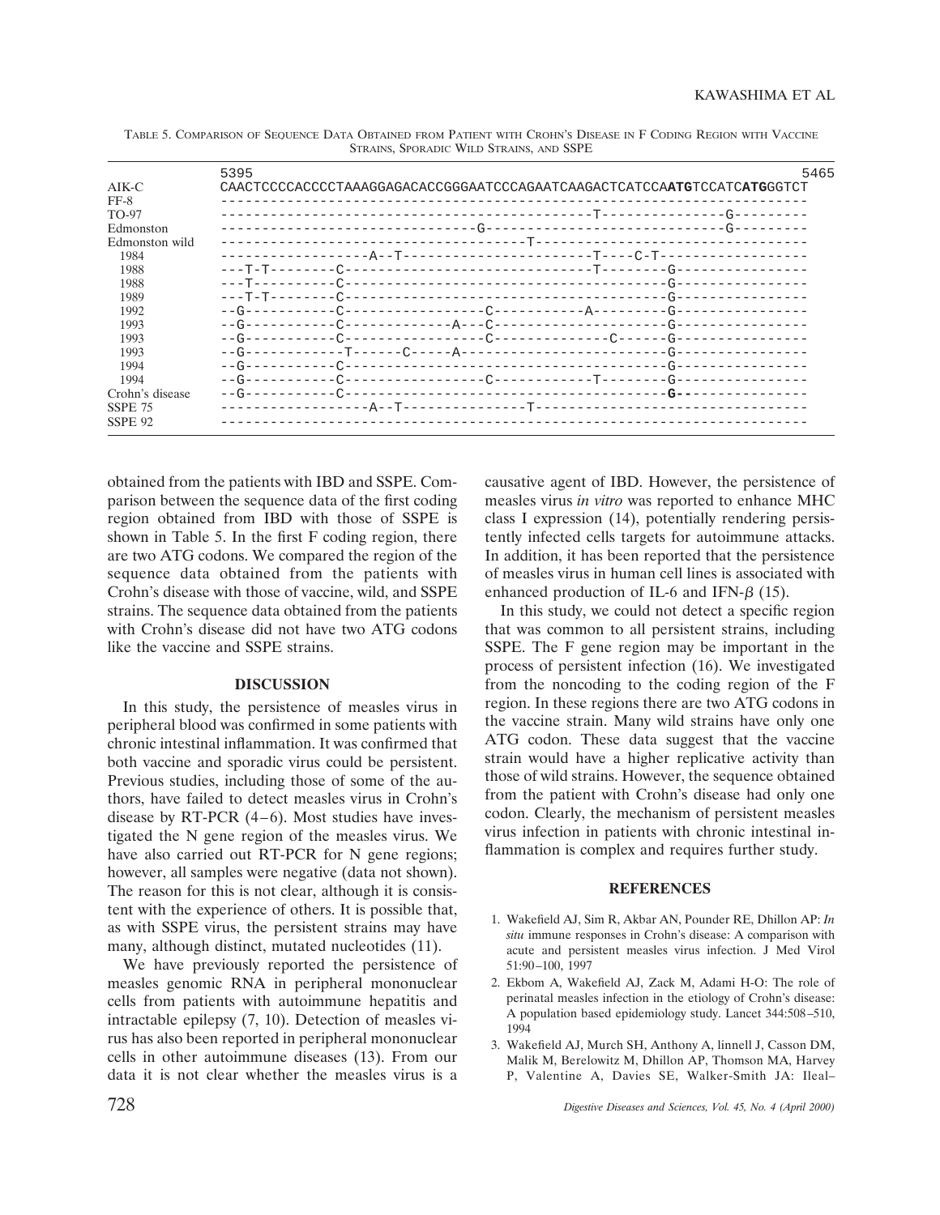TABLE 5. COMPARISON OF SEQUENCE DATA OBTAINED FROM PATIENT WITH CROHN'S DISEASE IN F CODING REGION WITH VACCINE STRAINS, SPORADIC WILD STRAINS, AND SSPE

```
                 5395                                                                   5465
AIK-C            CAACTCCCCACCCCTAAAGGAGACACCGGGAATCCCAGAATCAAGACTCATCCAATGTCCATCATGGGTCT
FF-8             -----------------------------------------------------------------------
TO-97            ---------------------------------------------T---------------G---------
Edmonston        -------------------------------G---------------------------G---------
Edmonston wild   --------------------------------------T--------------------------------
  1984           -----------------A--T----------------------T----C-T------------------
  1988           ---T-T--------C-------------------------T--------G-------------------
  1988           ---T----------C-----------------------------------G-----------------
  1989           ---T-T--------C-----------------------------------G-----------------
  1992           --G-----------C-----------------C-----------A---------G-----------------
  1993           --G-----------C------------A---C--------------------G-----------------
  1993           --G-----------C-----------------C-------------C------G-----------------
  1993           --G------------T------C-----A------------------------G-----------------
  1994           --G-----------C-----------------------------------G-----------------
  1994           --G-----------C-----------------C-----------T--------G-----------------
Crohn's disease  --G-----------C-----------------------------------G-----------------
SSPE 75          -----------------A--T---------------T-------------------------------
SSPE 92          -----------------------------------------------------------------------
```

obtained from the patients with IBD and SSPE. Comparison between the sequence data of the first coding region obtained from IBD with those of SSPE is shown in Table 5. In the first F coding region, there are two ATG codons. We compared the region of the sequence data obtained from the patients with Crohn's disease with those of vaccine, wild, and SSPE strains. The sequence data obtained from the patients with Crohn's disease did not have two ATG codons like the vaccine and SSPE strains.

## DISCUSSION

In this study, the persistence of measles virus in peripheral blood was confirmed in some patients with chronic intestinal inflammation. It was confirmed that both vaccine and sporadic virus could be persistent. Previous studies, including those of some of the authors, have failed to detect measles virus in Crohn's disease by RT-PCR (4–6). Most studies have investigated the N gene region of the measles virus. We have also carried out RT-PCR for N gene regions; however, all samples were negative (data not shown). The reason for this is not clear, although it is consistent with the experience of others. It is possible that, as with SSPE virus, the persistent strains may have many, although distinct, mutated nucleotides (11).

We have previously reported the persistence of measles genomic RNA in peripheral mononuclear cells from patients with autoimmune hepatitis and intractable epilepsy (7, 10). Detection of measles virus has also been reported in peripheral mononuclear cells in other autoimmune diseases (13). From our data it is not clear whether the measles virus is a causative agent of IBD. However, the persistence of measles virus *in vitro* was reported to enhance MHC class I expression (14), potentially rendering persistently infected cells targets for autoimmune attacks. In addition, it has been reported that the persistence of measles virus in human cell lines is associated with enhanced production of IL-6 and IFN-$\beta$ (15).

In this study, we could not detect a specific region that was common to all persistent strains, including SSPE. The F gene region may be important in the process of persistent infection (16). We investigated from the noncoding to the coding region of the F region. In these regions there are two ATG codons in the vaccine strain. Many wild strains have only one ATG codon. These data suggest that the vaccine strain would have a higher replicative activity than those of wild strains. However, the sequence obtained from the patient with Crohn's disease had only one codon. Clearly, the mechanism of persistent measles virus infection in patients with chronic intestinal inflammation is complex and requires further study.

## REFERENCES

1. Wakefield AJ, Sim R, Akbar AN, Pounder RE, Dhillon AP: *In situ* immune responses in Crohn's disease: A comparison with acute and persistent measles virus infection. J Med Virol 51:90–100, 1997
2. Ekbom A, Wakefield AJ, Zack M, Adami H-O: The role of perinatal measles infection in the etiology of Crohn's disease: A population based epidemiology study. Lancet 344:508–510, 1994
3. Wakefield AJ, Murch SH, Anthony A, linnell J, Casson DM, Malik M, Berelowitz M, Dhillon AP, Thomson MA, Harvey P, Valentine A, Davies SE, Walker-Smith JA: Ileal–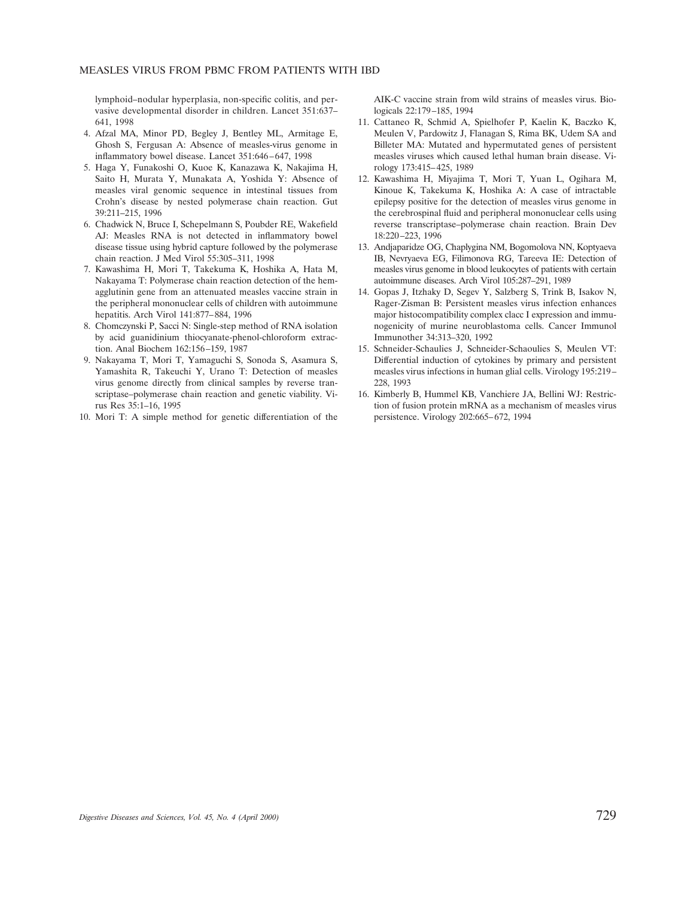lymphoid–nodular hyperplasia, non-specific colitis, and pervasive developmental disorder in children. Lancet 351:637–641, 1998

4. Afzal MA, Minor PD, Begley J, Bentley ML, Armitage E, Ghosh S, Fergusan A: Absence of measles-virus genome in inflammatory bowel disease. Lancet 351:646–647, 1998
5. Haga Y, Funakoshi O, Kuoe K, Kanazawa K, Nakajima H, Saito H, Murata Y, Munakata A, Yoshida Y: Absence of measles viral genomic sequence in intestinal tissues from Crohn's disease by nested polymerase chain reaction. Gut 39:211–215, 1996
6. Chadwick N, Bruce I, Schepelmann S, Poubder RE, Wakefield AJ: Measles RNA is not detected in inflammatory bowel disease tissue using hybrid capture followed by the polymerase chain reaction. J Med Virol 55:305–311, 1998
7. Kawashima H, Mori T, Takekuma K, Hoshika A, Hata M, Nakayama T: Polymerase chain reaction detection of the hemagglutinin gene from an attenuated measles vaccine strain in the peripheral mononuclear cells of children with autoimmune hepatitis. Arch Virol 141:877–884, 1996
8. Chomczynski P, Sacci N: Single-step method of RNA isolation by acid guanidinium thiocyanate-phenol-chloroform extraction. Anal Biochem 162:156–159, 1987
9. Nakayama T, Mori T, Yamaguchi S, Sonoda S, Asamura S, Yamashita R, Takeuchi Y, Urano T: Detection of measles virus genome directly from clinical samples by reverse transcriptase–polymerase chain reaction and genetic viability. Virus Res 35:1–16, 1995
10. Mori T: A simple method for genetic differentiation of the AIK-C vaccine strain from wild strains of measles virus. Biologicals 22:179–185, 1994
11. Cattaneo R, Schmid A, Spielhofer P, Kaelin K, Baczko K, Meulen V, Pardowitz J, Flanagan S, Rima BK, Udem SA and Billeter MA: Mutated and hypermutated genes of persistent measles viruses which caused lethal human brain disease. Virology 173:415–425, 1989
12. Kawashima H, Miyajima T, Mori T, Yuan L, Ogihara M, Kinoue K, Takekuma K, Hoshika A: A case of intractable epilepsy positive for the detection of measles virus genome in the cerebrospinal fluid and peripheral mononuclear cells using reverse transcriptase–polymerase chain reaction. Brain Dev 18:220–223, 1996
13. Andjaparidze OG, Chaplygina NM, Bogomolova NN, Koptyaeva IB, Nevryaeva EG, Filimonova RG, Tareeva IE: Detection of measles virus genome in blood leukocytes of patients with certain autoimmune diseases. Arch Virol 105:287–291, 1989
14. Gopas J, Itzhaky D, Segev Y, Salzberg S, Trink B, Isakov N, Rager-Zisman B: Persistent measles virus infection enhances major histocompatibility complex clacc I expression and immunogenicity of murine neuroblastoma cells. Cancer Immunol Immunother 34:313–320, 1992
15. Schneider-Schaulies J, Schneider-Schaoulies S, Meulen VT: Differential induction of cytokines by primary and persistent measles virus infections in human glial cells. Virology 195:219–228, 1993
16. Kimberly B, Hummel KB, Vanchiere JA, Bellini WJ: Restriction of fusion protein mRNA as a mechanism of measles virus persistence. Virology 202:665–672, 1994